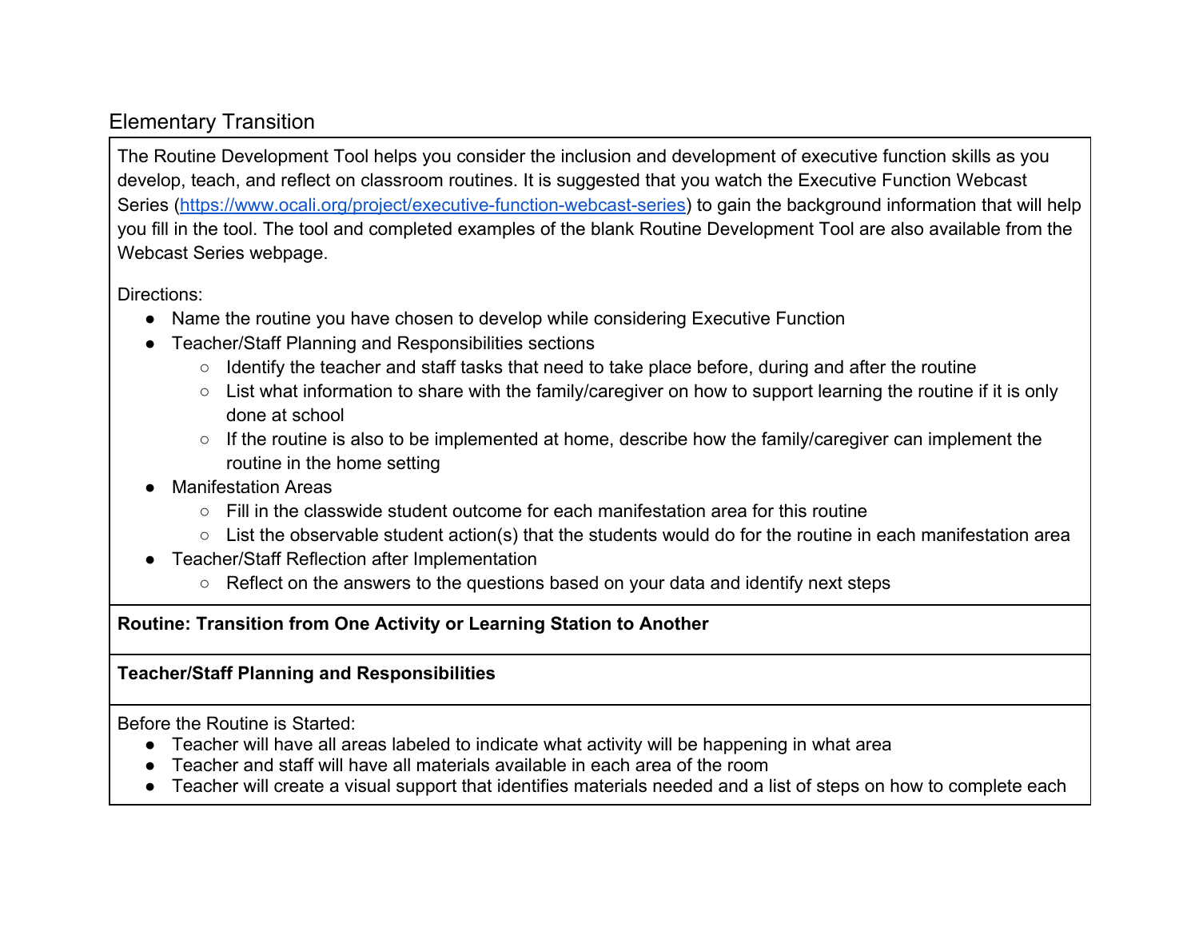# Elementary Transition

The Routine Development Tool helps you consider the inclusion and development of executive function skills as you develop, teach, and reflect on classroom routines. It is suggested that you watch the Executive Function Webcast Series (https://www.ocali.org/project/executive-function-webcast-series) to gain the background information that will help you fill in the tool. The tool and completed examples of the blank Routine Development Tool are also available from the Webcast Series webpage.

Directions:

- Name the routine you have chosen to develop while considering Executive Function
- Teacher/Staff Planning and Responsibilities sections
  - Identify the teacher and staff tasks that need to take place before, during and after the routine
  - List what information to share with the family/caregiver on how to support learning the routine if it is only done at school
  - If the routine is also to be implemented at home, describe how the family/caregiver can implement the routine in the home setting
- Manifestation Areas
  - Fill in the classwide student outcome for each manifestation area for this routine
  - List the observable student action(s) that the students would do for the routine in each manifestation area
- Teacher/Staff Reflection after Implementation
  - Reflect on the answers to the questions based on your data and identify next steps

**Routine: Transition from One Activity or Learning Station to Another**

**Teacher/Staff Planning and Responsibilities**

Before the Routine is Started:

- Teacher will have all areas labeled to indicate what activity will be happening in what area
- Teacher and staff will have all materials available in each area of the room
- Teacher will create a visual support that identifies materials needed and a list of steps on how to complete each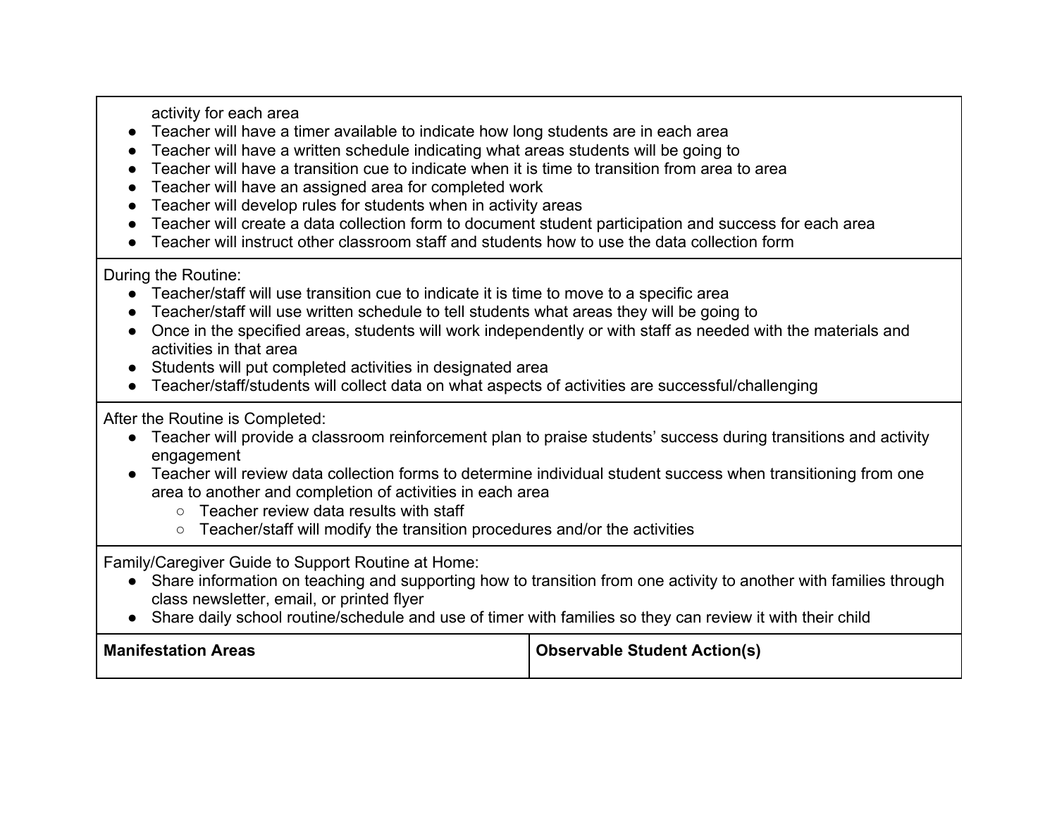activity for each area

- Teacher will have a timer available to indicate how long students are in each area
- Teacher will have a written schedule indicating what areas students will be going to
- Teacher will have a transition cue to indicate when it is time to transition from area to area
- Teacher will have an assigned area for completed work
- Teacher will develop rules for students when in activity areas
- Teacher will create a data collection form to document student participation and success for each area
- Teacher will instruct other classroom staff and students how to use the data collection form

During the Routine:

- Teacher/staff will use transition cue to indicate it is time to move to a specific area
- Teacher/staff will use written schedule to tell students what areas they will be going to
- Once in the specified areas, students will work independently or with staff as needed with the materials and activities in that area
- Students will put completed activities in designated area
- Teacher/staff/students will collect data on what aspects of activities are successful/challenging

After the Routine is Completed:

- Teacher will provide a classroom reinforcement plan to praise students' success during transitions and activity engagement
- Teacher will review data collection forms to determine individual student success when transitioning from one area to another and completion of activities in each area
  - Teacher review data results with staff
  - Teacher/staff will modify the transition procedures and/or the activities

Family/Caregiver Guide to Support Routine at Home:

- Share information on teaching and supporting how to transition from one activity to another with families through class newsletter, email, or printed flyer
- Share daily school routine/schedule and use of timer with families so they can review it with their child

| **Manifestation Areas** | **Observable Student Action(s)** |
| --- | --- |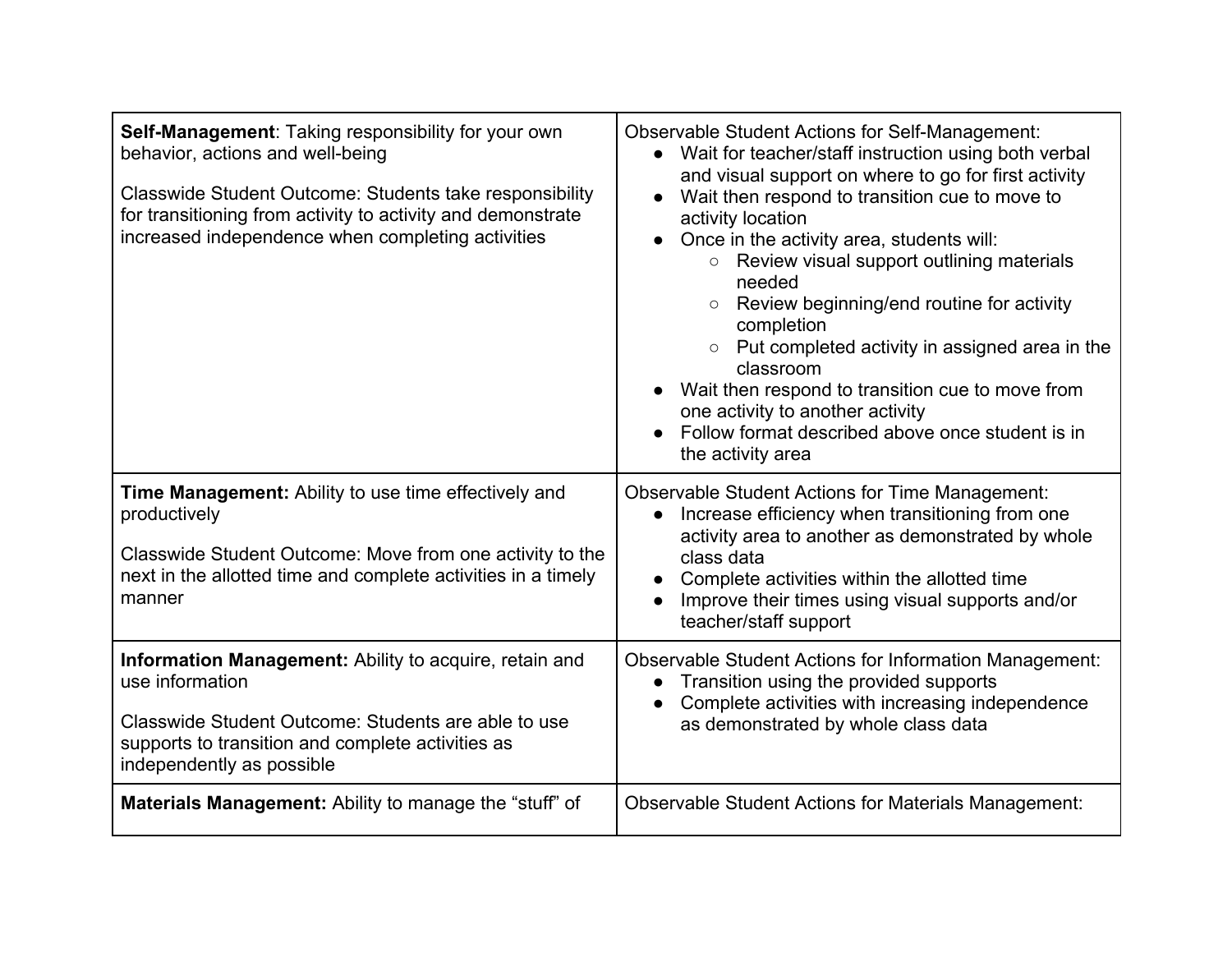| | |
|---|---|
| **Self-Management**: Taking responsibility for your own behavior, actions and well-being<br><br>Classwide Student Outcome: Students take responsibility for transitioning from activity to activity and demonstrate increased independence when completing activities | Observable Student Actions for Self-Management:<br>● Wait for teacher/staff instruction using both verbal and visual support on where to go for first activity<br>● Wait then respond to transition cue to move to activity location<br>● Once in the activity area, students will:<br>&nbsp;&nbsp;&nbsp;&nbsp;○ Review visual support outlining materials needed<br>&nbsp;&nbsp;&nbsp;&nbsp;○ Review beginning/end routine for activity completion<br>&nbsp;&nbsp;&nbsp;&nbsp;○ Put completed activity in assigned area in the classroom<br>● Wait then respond to transition cue to move from one activity to another activity<br>● Follow format described above once student is in the activity area |
| **Time Management:** Ability to use time effectively and productively<br><br>Classwide Student Outcome: Move from one activity to the next in the allotted time and complete activities in a timely manner | Observable Student Actions for Time Management:<br>● Increase efficiency when transitioning from one activity area to another as demonstrated by whole class data<br>● Complete activities within the allotted time<br>● Improve their times using visual supports and/or teacher/staff support |
| **Information Management:** Ability to acquire, retain and use information<br><br>Classwide Student Outcome: Students are able to use supports to transition and complete activities as independently as possible | Observable Student Actions for Information Management:<br>● Transition using the provided supports<br>● Complete activities with increasing independence as demonstrated by whole class data |
| **Materials Management:** Ability to manage the “stuff” of | Observable Student Actions for Materials Management: |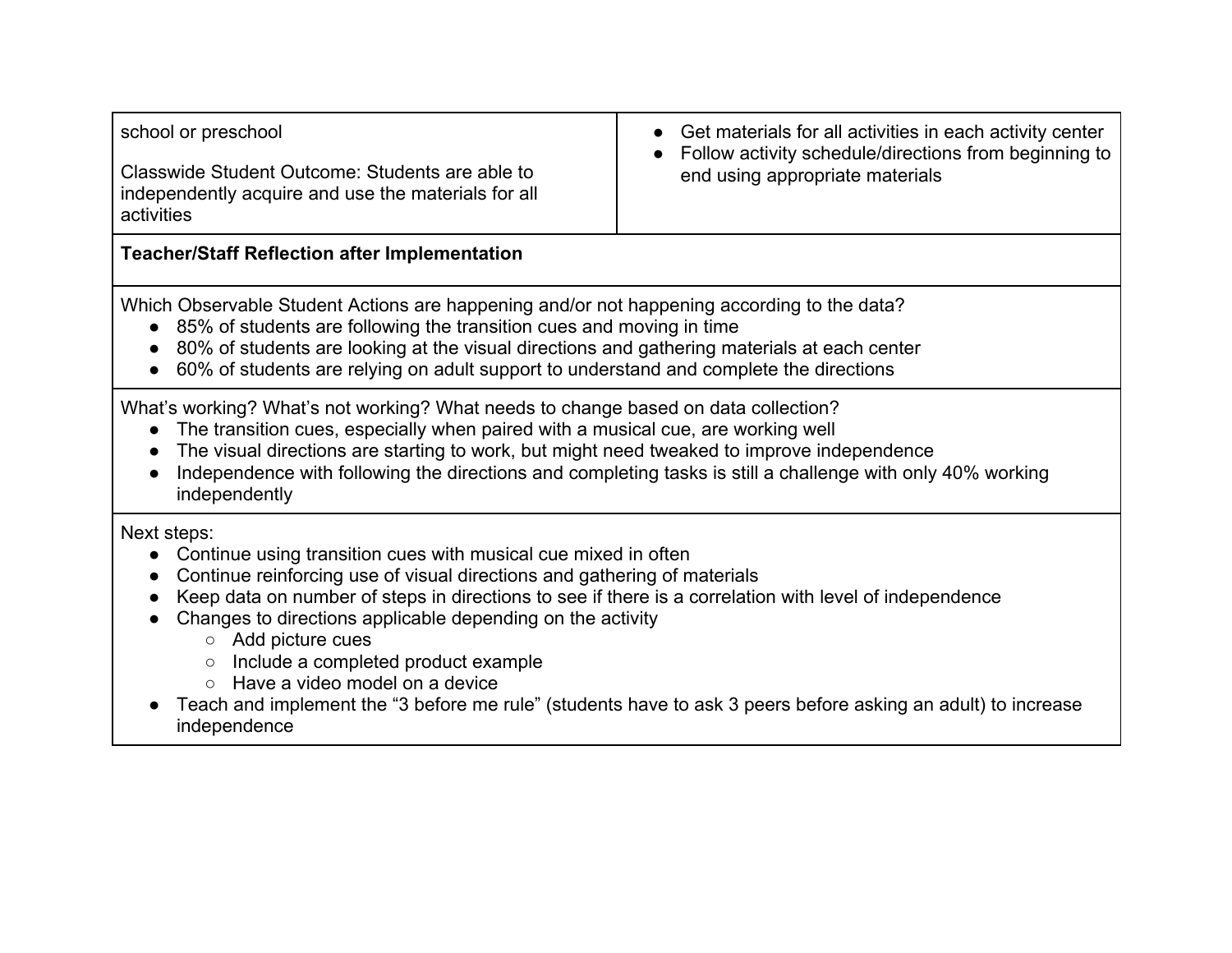| | |
|---|---|
| school or preschool<br><br>Classwide Student Outcome: Students are able to independently acquire and use the materials for all activities | ● Get materials for all activities in each activity center<br>● Follow activity schedule/directions from beginning to end using appropriate materials |

| |
|---|
| **Teacher/Staff Reflection after Implementation** |
| Which Observable Student Actions are happening and/or not happening according to the data?<br>● 85% of students are following the transition cues and moving in time<br>● 80% of students are looking at the visual directions and gathering materials at each center<br>● 60% of students are relying on adult support to understand and complete the directions |
| What's working? What's not working? What needs to change based on data collection?<br>● The transition cues, especially when paired with a musical cue, are working well<br>● The visual directions are starting to work, but might need tweaked to improve independence<br>● Independence with following the directions and completing tasks is still a challenge with only 40% working independently |
| Next steps:<br>● Continue using transition cues with musical cue mixed in often<br>● Continue reinforcing use of visual directions and gathering of materials<br>● Keep data on number of steps in directions to see if there is a correlation with level of independence<br>● Changes to directions applicable depending on the activity<br>&nbsp;&nbsp;&nbsp;&nbsp;○ Add picture cues<br>&nbsp;&nbsp;&nbsp;&nbsp;○ Include a completed product example<br>&nbsp;&nbsp;&nbsp;&nbsp;○ Have a video model on a device<br>● Teach and implement the "3 before me rule" (students have to ask 3 peers before asking an adult) to increase independence |